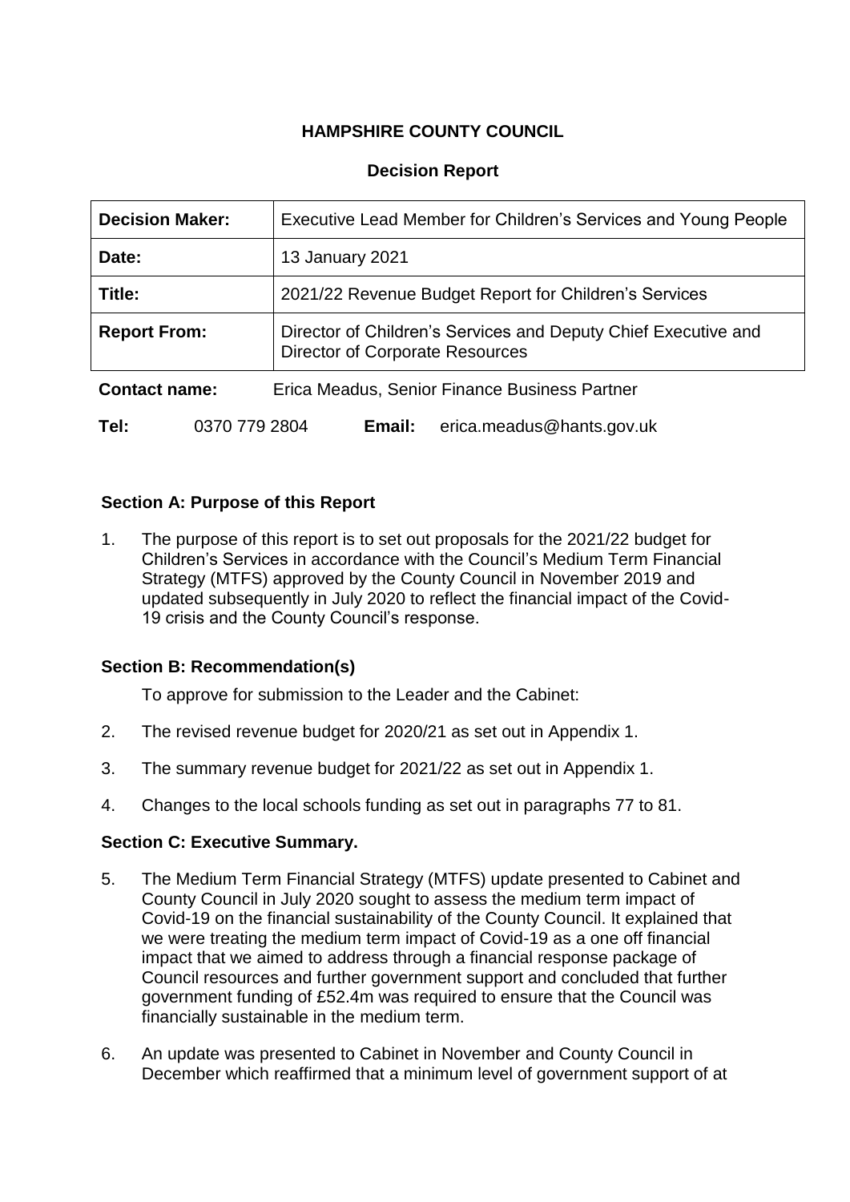**HAMPSHIRE COUNTY COUNCIL**

**Decision Report**

| **Decision Maker:** | Executive Lead Member for Children's Services and Young People |
|---|---|
| **Date:** | 13 January 2021 |
| **Title:** | 2021/22 Revenue Budget Report for Children's Services |
| **Report From:** | Director of Children's Services and Deputy Chief Executive and Director of Corporate Resources |

**Contact name:** Erica Meadus, Senior Finance Business Partner

**Tel:** 0370 779 2804 **Email:** erica.meadus@hants.gov.uk

## Section A: Purpose of this Report

1. The purpose of this report is to set out proposals for the 2021/22 budget for Children's Services in accordance with the Council's Medium Term Financial Strategy (MTFS) approved by the County Council in November 2019 and updated subsequently in July 2020 to reflect the financial impact of the Covid-19 crisis and the County Council's response.

## Section B: Recommendation(s)

To approve for submission to the Leader and the Cabinet:

2. The revised revenue budget for 2020/21 as set out in Appendix 1.
3. The summary revenue budget for 2021/22 as set out in Appendix 1.
4. Changes to the local schools funding as set out in paragraphs 77 to 81.

## Section C: Executive Summary.

5. The Medium Term Financial Strategy (MTFS) update presented to Cabinet and County Council in July 2020 sought to assess the medium term impact of Covid-19 on the financial sustainability of the County Council. It explained that we were treating the medium term impact of Covid-19 as a one off financial impact that we aimed to address through a financial response package of Council resources and further government support and concluded that further government funding of £52.4m was required to ensure that the Council was financially sustainable in the medium term.
6. An update was presented to Cabinet in November and County Council in December which reaffirmed that a minimum level of government support of at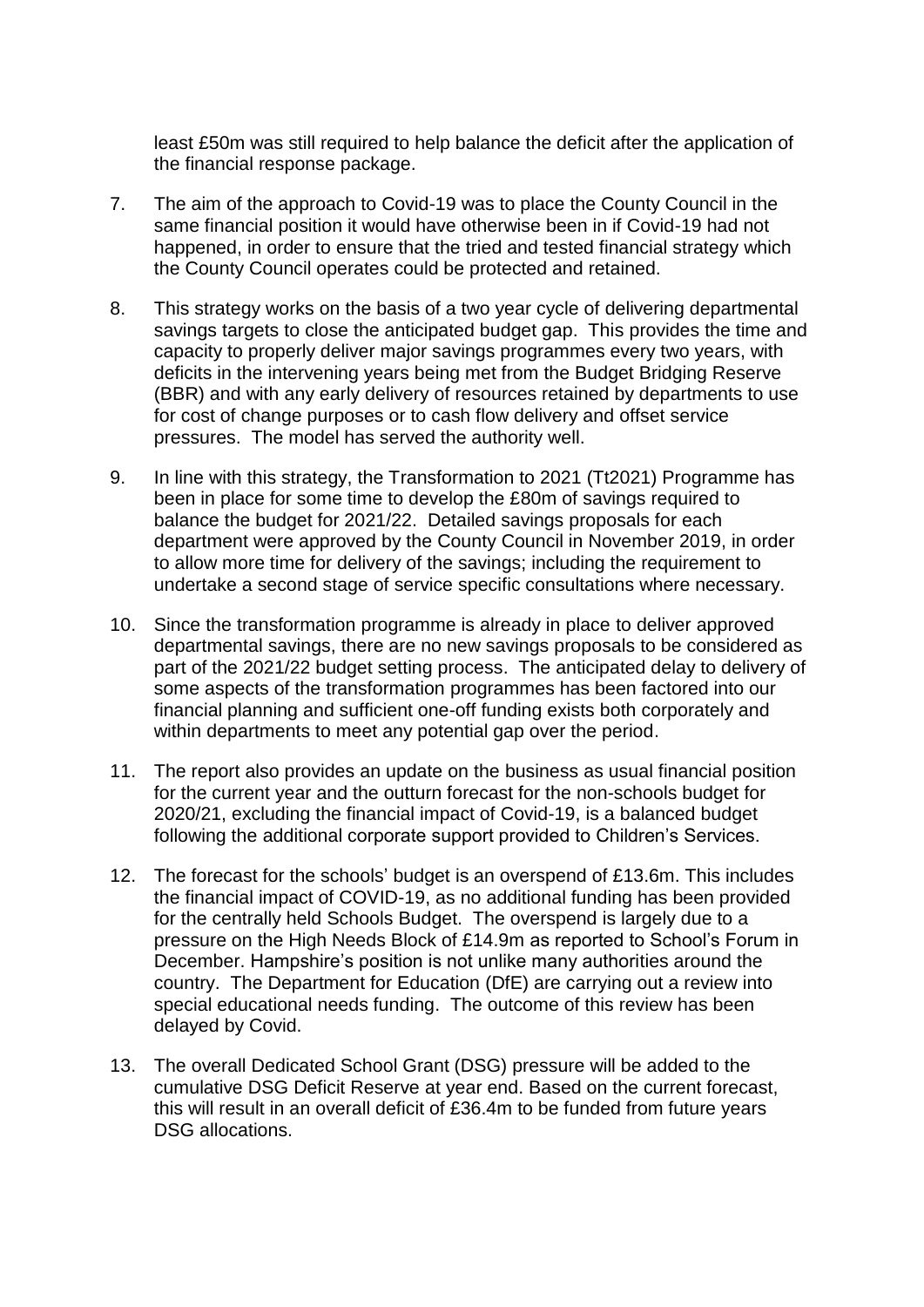least £50m was still required to help balance the deficit after the application of the financial response package.

7. The aim of the approach to Covid-19 was to place the County Council in the same financial position it would have otherwise been in if Covid-19 had not happened, in order to ensure that the tried and tested financial strategy which the County Council operates could be protected and retained.

8. This strategy works on the basis of a two year cycle of delivering departmental savings targets to close the anticipated budget gap. This provides the time and capacity to properly deliver major savings programmes every two years, with deficits in the intervening years being met from the Budget Bridging Reserve (BBR) and with any early delivery of resources retained by departments to use for cost of change purposes or to cash flow delivery and offset service pressures. The model has served the authority well.

9. In line with this strategy, the Transformation to 2021 (Tt2021) Programme has been in place for some time to develop the £80m of savings required to balance the budget for 2021/22. Detailed savings proposals for each department were approved by the County Council in November 2019, in order to allow more time for delivery of the savings; including the requirement to undertake a second stage of service specific consultations where necessary.

10. Since the transformation programme is already in place to deliver approved departmental savings, there are no new savings proposals to be considered as part of the 2021/22 budget setting process. The anticipated delay to delivery of some aspects of the transformation programmes has been factored into our financial planning and sufficient one-off funding exists both corporately and within departments to meet any potential gap over the period.

11. The report also provides an update on the business as usual financial position for the current year and the outturn forecast for the non-schools budget for 2020/21, excluding the financial impact of Covid-19, is a balanced budget following the additional corporate support provided to Children's Services.

12. The forecast for the schools' budget is an overspend of £13.6m. This includes the financial impact of COVID-19, as no additional funding has been provided for the centrally held Schools Budget. The overspend is largely due to a pressure on the High Needs Block of £14.9m as reported to School's Forum in December. Hampshire's position is not unlike many authorities around the country. The Department for Education (DfE) are carrying out a review into special educational needs funding. The outcome of this review has been delayed by Covid.

13. The overall Dedicated School Grant (DSG) pressure will be added to the cumulative DSG Deficit Reserve at year end. Based on the current forecast, this will result in an overall deficit of £36.4m to be funded from future years DSG allocations.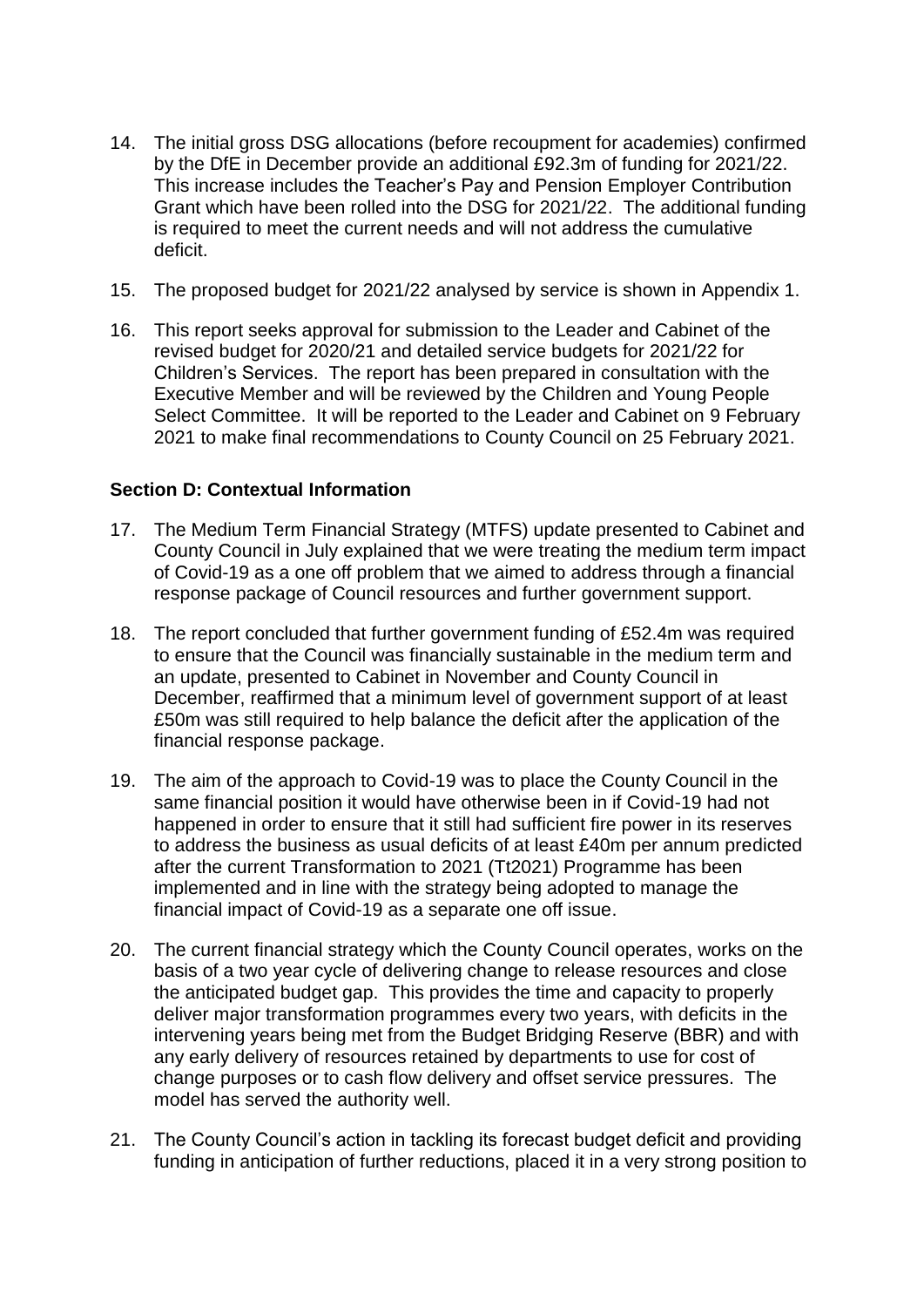14. The initial gross DSG allocations (before recoupment for academies) confirmed by the DfE in December provide an additional £92.3m of funding for 2021/22. This increase includes the Teacher's Pay and Pension Employer Contribution Grant which have been rolled into the DSG for 2021/22. The additional funding is required to meet the current needs and will not address the cumulative deficit.

15. The proposed budget for 2021/22 analysed by service is shown in Appendix 1.

16. This report seeks approval for submission to the Leader and Cabinet of the revised budget for 2020/21 and detailed service budgets for 2021/22 for Children's Services. The report has been prepared in consultation with the Executive Member and will be reviewed by the Children and Young People Select Committee. It will be reported to the Leader and Cabinet on 9 February 2021 to make final recommendations to County Council on 25 February 2021.

### Section D: Contextual Information

17. The Medium Term Financial Strategy (MTFS) update presented to Cabinet and County Council in July explained that we were treating the medium term impact of Covid-19 as a one off problem that we aimed to address through a financial response package of Council resources and further government support.

18. The report concluded that further government funding of £52.4m was required to ensure that the Council was financially sustainable in the medium term and an update, presented to Cabinet in November and County Council in December, reaffirmed that a minimum level of government support of at least £50m was still required to help balance the deficit after the application of the financial response package.

19. The aim of the approach to Covid-19 was to place the County Council in the same financial position it would have otherwise been in if Covid-19 had not happened in order to ensure that it still had sufficient fire power in its reserves to address the business as usual deficits of at least £40m per annum predicted after the current Transformation to 2021 (Tt2021) Programme has been implemented and in line with the strategy being adopted to manage the financial impact of Covid-19 as a separate one off issue.

20. The current financial strategy which the County Council operates, works on the basis of a two year cycle of delivering change to release resources and close the anticipated budget gap. This provides the time and capacity to properly deliver major transformation programmes every two years, with deficits in the intervening years being met from the Budget Bridging Reserve (BBR) and with any early delivery of resources retained by departments to use for cost of change purposes or to cash flow delivery and offset service pressures. The model has served the authority well.

21. The County Council's action in tackling its forecast budget deficit and providing funding in anticipation of further reductions, placed it in a very strong position to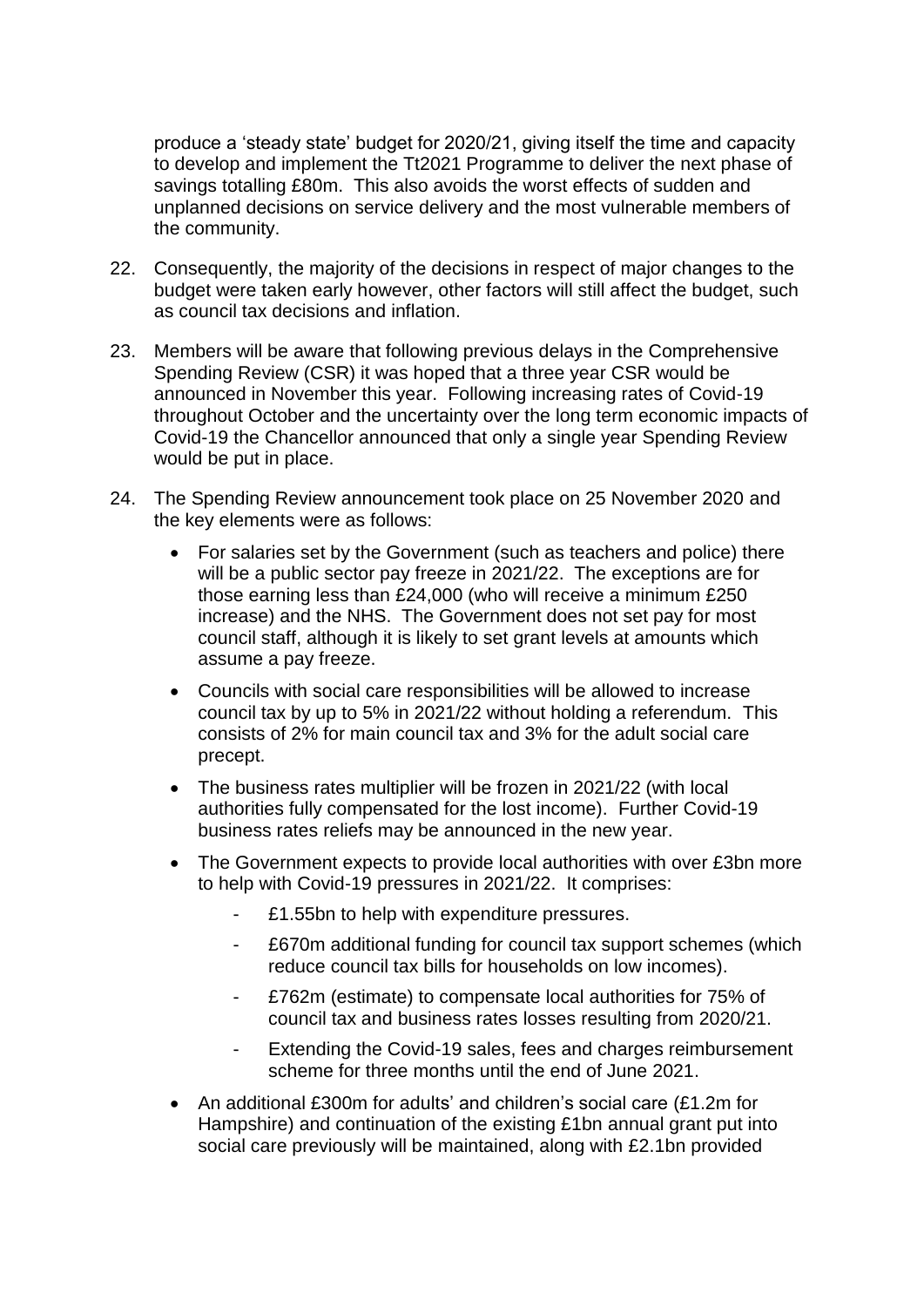produce a 'steady state' budget for 2020/21, giving itself the time and capacity to develop and implement the Tt2021 Programme to deliver the next phase of savings totalling £80m. This also avoids the worst effects of sudden and unplanned decisions on service delivery and the most vulnerable members of the community.

22. Consequently, the majority of the decisions in respect of major changes to the budget were taken early however, other factors will still affect the budget, such as council tax decisions and inflation.

23. Members will be aware that following previous delays in the Comprehensive Spending Review (CSR) it was hoped that a three year CSR would be announced in November this year. Following increasing rates of Covid-19 throughout October and the uncertainty over the long term economic impacts of Covid-19 the Chancellor announced that only a single year Spending Review would be put in place.

24. The Spending Review announcement took place on 25 November 2020 and the key elements were as follows:

    - For salaries set by the Government (such as teachers and police) there will be a public sector pay freeze in 2021/22. The exceptions are for those earning less than £24,000 (who will receive a minimum £250 increase) and the NHS. The Government does not set pay for most council staff, although it is likely to set grant levels at amounts which assume a pay freeze.
    - Councils with social care responsibilities will be allowed to increase council tax by up to 5% in 2021/22 without holding a referendum. This consists of 2% for main council tax and 3% for the adult social care precept.
    - The business rates multiplier will be frozen in 2021/22 (with local authorities fully compensated for the lost income). Further Covid-19 business rates reliefs may be announced in the new year.
    - The Government expects to provide local authorities with over £3bn more to help with Covid-19 pressures in 2021/22. It comprises:
        - £1.55bn to help with expenditure pressures.
        - £670m additional funding for council tax support schemes (which reduce council tax bills for households on low incomes).
        - £762m (estimate) to compensate local authorities for 75% of council tax and business rates losses resulting from 2020/21.
        - Extending the Covid-19 sales, fees and charges reimbursement scheme for three months until the end of June 2021.
    - An additional £300m for adults' and children's social care (£1.2m for Hampshire) and continuation of the existing £1bn annual grant put into social care previously will be maintained, along with £2.1bn provided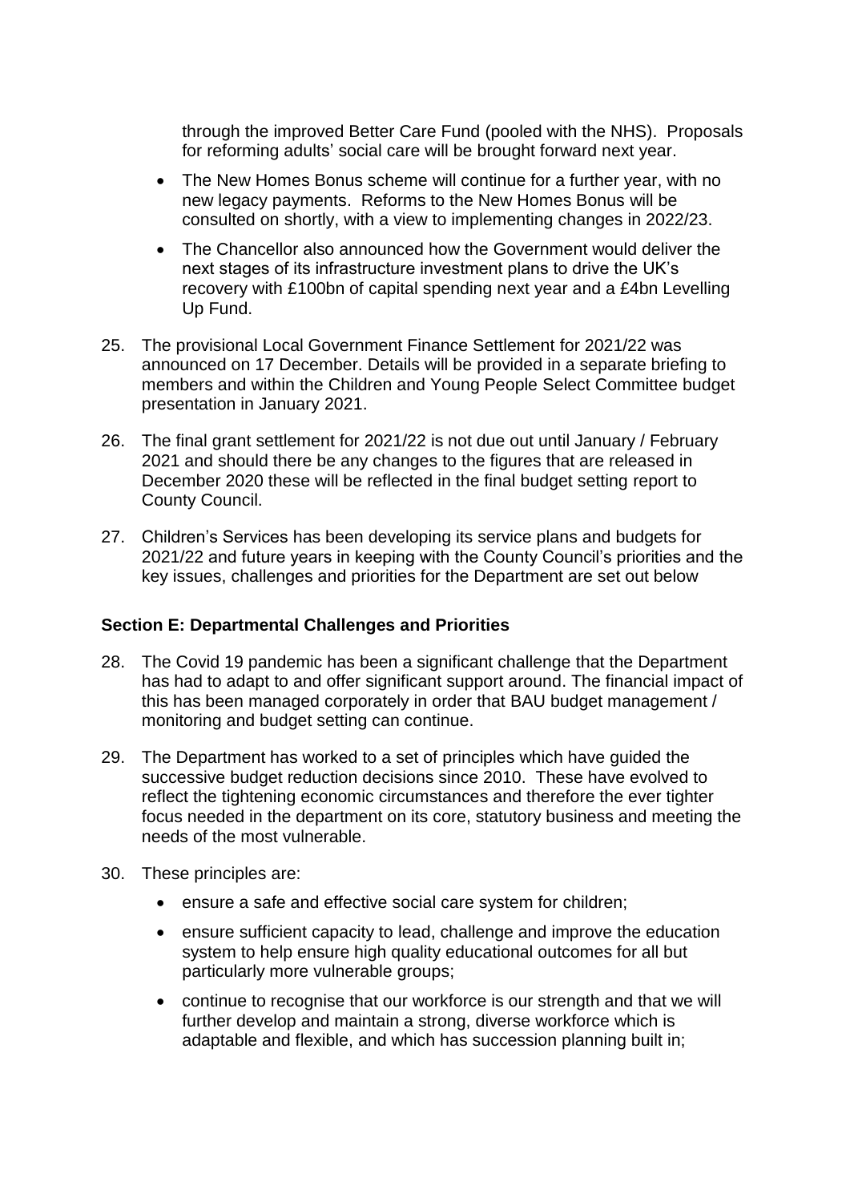through the improved Better Care Fund (pooled with the NHS). Proposals for reforming adults' social care will be brought forward next year.

- The New Homes Bonus scheme will continue for a further year, with no new legacy payments. Reforms to the New Homes Bonus will be consulted on shortly, with a view to implementing changes in 2022/23.
- The Chancellor also announced how the Government would deliver the next stages of its infrastructure investment plans to drive the UK's recovery with £100bn of capital spending next year and a £4bn Levelling Up Fund.

25. The provisional Local Government Finance Settlement for 2021/22 was announced on 17 December. Details will be provided in a separate briefing to members and within the Children and Young People Select Committee budget presentation in January 2021.

26. The final grant settlement for 2021/22 is not due out until January / February 2021 and should there be any changes to the figures that are released in December 2020 these will be reflected in the final budget setting report to County Council.

27. Children's Services has been developing its service plans and budgets for 2021/22 and future years in keeping with the County Council's priorities and the key issues, challenges and priorities for the Department are set out below

**Section E: Departmental Challenges and Priorities**

28. The Covid 19 pandemic has been a significant challenge that the Department has had to adapt to and offer significant support around. The financial impact of this has been managed corporately in order that BAU budget management / monitoring and budget setting can continue.

29. The Department has worked to a set of principles which have guided the successive budget reduction decisions since 2010. These have evolved to reflect the tightening economic circumstances and therefore the ever tighter focus needed in the department on its core, statutory business and meeting the needs of the most vulnerable.

30. These principles are:
    - ensure a safe and effective social care system for children;
    - ensure sufficient capacity to lead, challenge and improve the education system to help ensure high quality educational outcomes for all but particularly more vulnerable groups;
    - continue to recognise that our workforce is our strength and that we will further develop and maintain a strong, diverse workforce which is adaptable and flexible, and which has succession planning built in;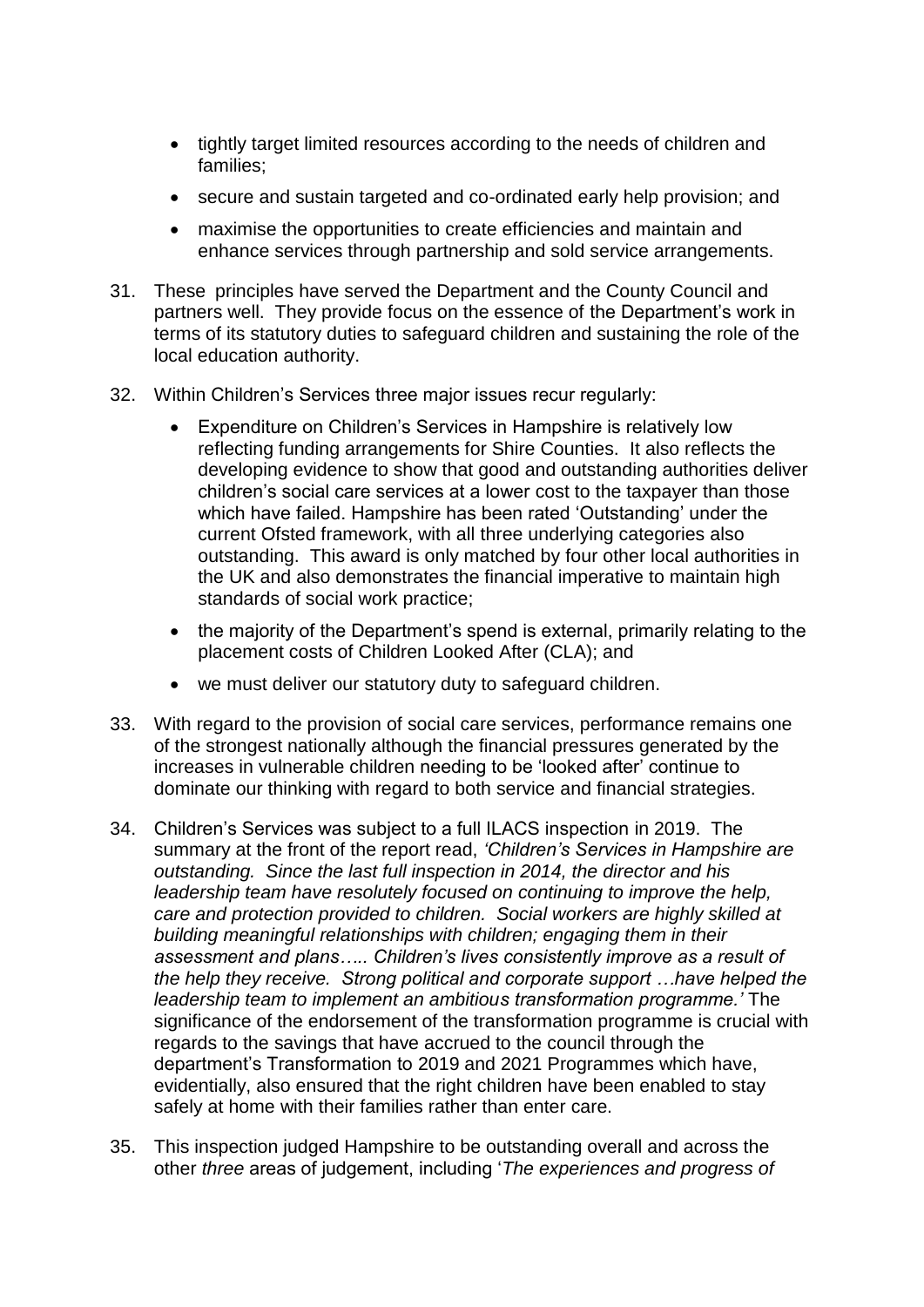- tightly target limited resources according to the needs of children and families;
- secure and sustain targeted and co-ordinated early help provision; and
- maximise the opportunities to create efficiencies and maintain and enhance services through partnership and sold service arrangements.

31. These principles have served the Department and the County Council and partners well. They provide focus on the essence of the Department's work in terms of its statutory duties to safeguard children and sustaining the role of the local education authority.

32. Within Children's Services three major issues recur regularly:

    - Expenditure on Children's Services in Hampshire is relatively low reflecting funding arrangements for Shire Counties. It also reflects the developing evidence to show that good and outstanding authorities deliver children's social care services at a lower cost to the taxpayer than those which have failed. Hampshire has been rated 'Outstanding' under the current Ofsted framework, with all three underlying categories also outstanding. This award is only matched by four other local authorities in the UK and also demonstrates the financial imperative to maintain high standards of social work practice;
    - the majority of the Department's spend is external, primarily relating to the placement costs of Children Looked After (CLA); and
    - we must deliver our statutory duty to safeguard children.

33. With regard to the provision of social care services, performance remains one of the strongest nationally although the financial pressures generated by the increases in vulnerable children needing to be 'looked after' continue to dominate our thinking with regard to both service and financial strategies.

34. Children's Services was subject to a full ILACS inspection in 2019. The summary at the front of the report read, *'Children's Services in Hampshire are outstanding. Since the last full inspection in 2014, the director and his leadership team have resolutely focused on continuing to improve the help, care and protection provided to children. Social workers are highly skilled at building meaningful relationships with children; engaging them in their assessment and plans….. Children's lives consistently improve as a result of the help they receive. Strong political and corporate support …have helped the leadership team to implement an ambitious transformation programme.'* The significance of the endorsement of the transformation programme is crucial with regards to the savings that have accrued to the council through the department's Transformation to 2019 and 2021 Programmes which have, evidentially, also ensured that the right children have been enabled to stay safely at home with their families rather than enter care.

35. This inspection judged Hampshire to be outstanding overall and across the other *three* areas of judgement, including '*The experiences and progress of*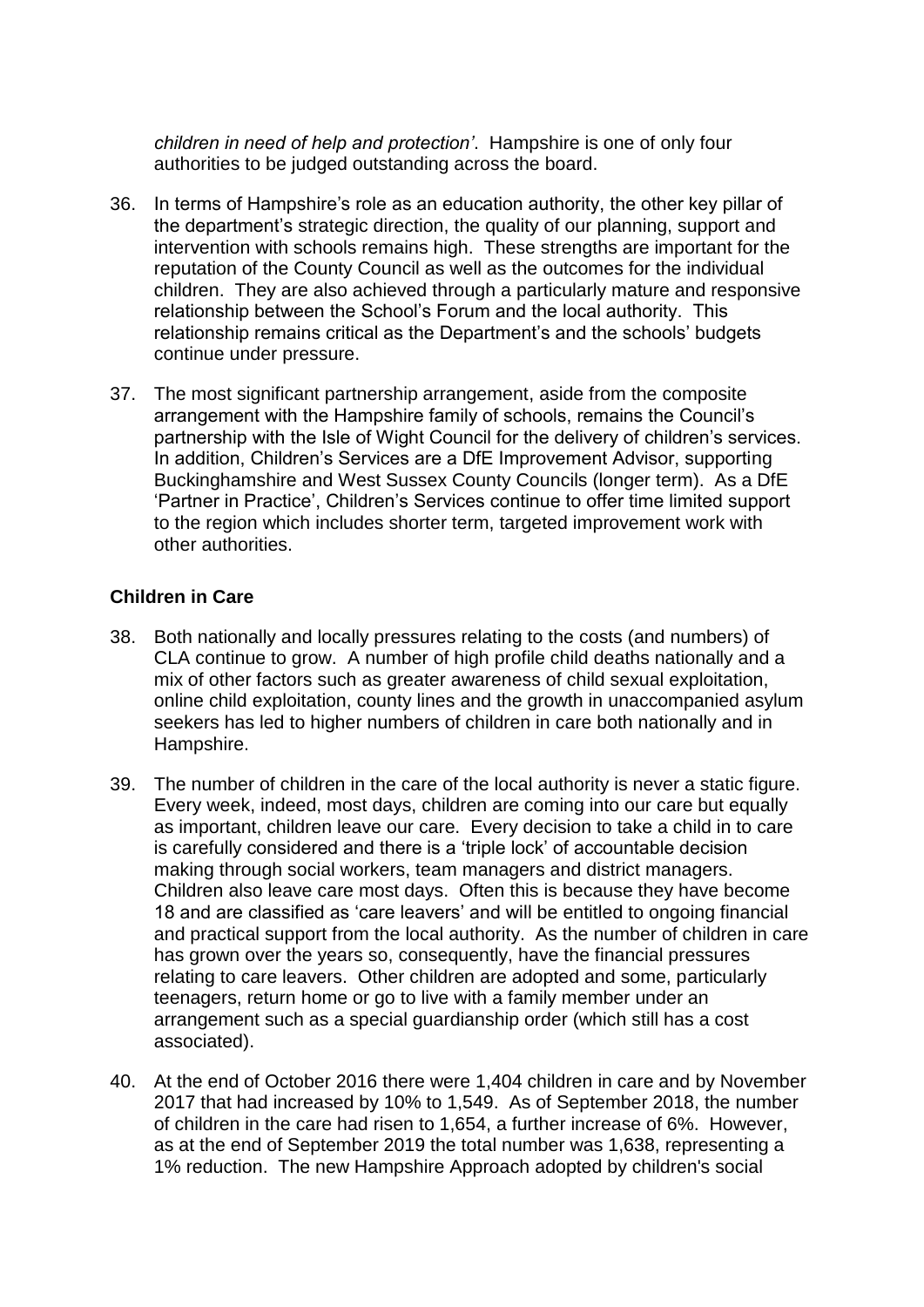*children in need of help and protection'*. Hampshire is one of only four authorities to be judged outstanding across the board.

36. In terms of Hampshire's role as an education authority, the other key pillar of the department's strategic direction, the quality of our planning, support and intervention with schools remains high. These strengths are important for the reputation of the County Council as well as the outcomes for the individual children. They are also achieved through a particularly mature and responsive relationship between the School's Forum and the local authority. This relationship remains critical as the Department's and the schools' budgets continue under pressure.

37. The most significant partnership arrangement, aside from the composite arrangement with the Hampshire family of schools, remains the Council's partnership with the Isle of Wight Council for the delivery of children's services. In addition, Children's Services are a DfE Improvement Advisor, supporting Buckinghamshire and West Sussex County Councils (longer term). As a DfE 'Partner in Practice', Children's Services continue to offer time limited support to the region which includes shorter term, targeted improvement work with other authorities.

**Children in Care**

38. Both nationally and locally pressures relating to the costs (and numbers) of CLA continue to grow. A number of high profile child deaths nationally and a mix of other factors such as greater awareness of child sexual exploitation, online child exploitation, county lines and the growth in unaccompanied asylum seekers has led to higher numbers of children in care both nationally and in Hampshire.

39. The number of children in the care of the local authority is never a static figure. Every week, indeed, most days, children are coming into our care but equally as important, children leave our care. Every decision to take a child in to care is carefully considered and there is a 'triple lock' of accountable decision making through social workers, team managers and district managers. Children also leave care most days. Often this is because they have become 18 and are classified as 'care leavers' and will be entitled to ongoing financial and practical support from the local authority. As the number of children in care has grown over the years so, consequently, have the financial pressures relating to care leavers. Other children are adopted and some, particularly teenagers, return home or go to live with a family member under an arrangement such as a special guardianship order (which still has a cost associated).

40. At the end of October 2016 there were 1,404 children in care and by November 2017 that had increased by 10% to 1,549. As of September 2018, the number of children in the care had risen to 1,654, a further increase of 6%. However, as at the end of September 2019 the total number was 1,638, representing a 1% reduction. The new Hampshire Approach adopted by children's social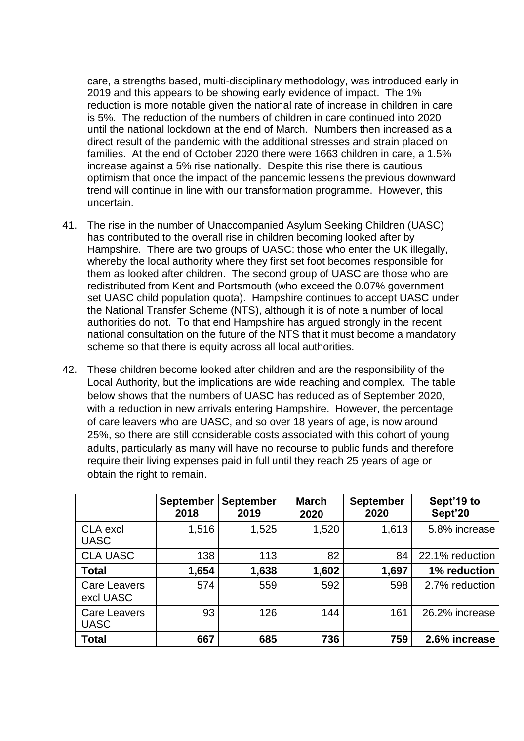care, a strengths based, multi-disciplinary methodology, was introduced early in 2019 and this appears to be showing early evidence of impact. The 1% reduction is more notable given the national rate of increase in children in care is 5%. The reduction of the numbers of children in care continued into 2020 until the national lockdown at the end of March. Numbers then increased as a direct result of the pandemic with the additional stresses and strain placed on families. At the end of October 2020 there were 1663 children in care, a 1.5% increase against a 5% rise nationally. Despite this rise there is cautious optimism that once the impact of the pandemic lessens the previous downward trend will continue in line with our transformation programme. However, this uncertain.

41. The rise in the number of Unaccompanied Asylum Seeking Children (UASC) has contributed to the overall rise in children becoming looked after by Hampshire. There are two groups of UASC: those who enter the UK illegally, whereby the local authority where they first set foot becomes responsible for them as looked after children. The second group of UASC are those who are redistributed from Kent and Portsmouth (who exceed the 0.07% government set UASC child population quota). Hampshire continues to accept UASC under the National Transfer Scheme (NTS), although it is of note a number of local authorities do not. To that end Hampshire has argued strongly in the recent national consultation on the future of the NTS that it must become a mandatory scheme so that there is equity across all local authorities.

42. These children become looked after children and are the responsibility of the Local Authority, but the implications are wide reaching and complex. The table below shows that the numbers of UASC has reduced as of September 2020, with a reduction in new arrivals entering Hampshire. However, the percentage of care leavers who are UASC, and so over 18 years of age, is now around 25%, so there are still considerable costs associated with this cohort of young adults, particularly as many will have no recourse to public funds and therefore require their living expenses paid in full until they reach 25 years of age or obtain the right to remain.

| | **September 2018** | **September 2019** | **March 2020** | **September 2020** | **Sept'19 to Sept'20** |
|---|---|---|---|---|---|
| CLA excl UASC | 1,516 | 1,525 | 1,520 | 1,613 | 5.8% increase |
| CLA UASC | 138 | 113 | 82 | 84 | 22.1% reduction |
| **Total** | **1,654** | **1,638** | **1,602** | **1,697** | **1% reduction** |
| Care Leavers excl UASC | 574 | 559 | 592 | 598 | 2.7% reduction |
| Care Leavers UASC | 93 | 126 | 144 | 161 | 26.2% increase |
| **Total** | **667** | **685** | **736** | **759** | **2.6% increase** |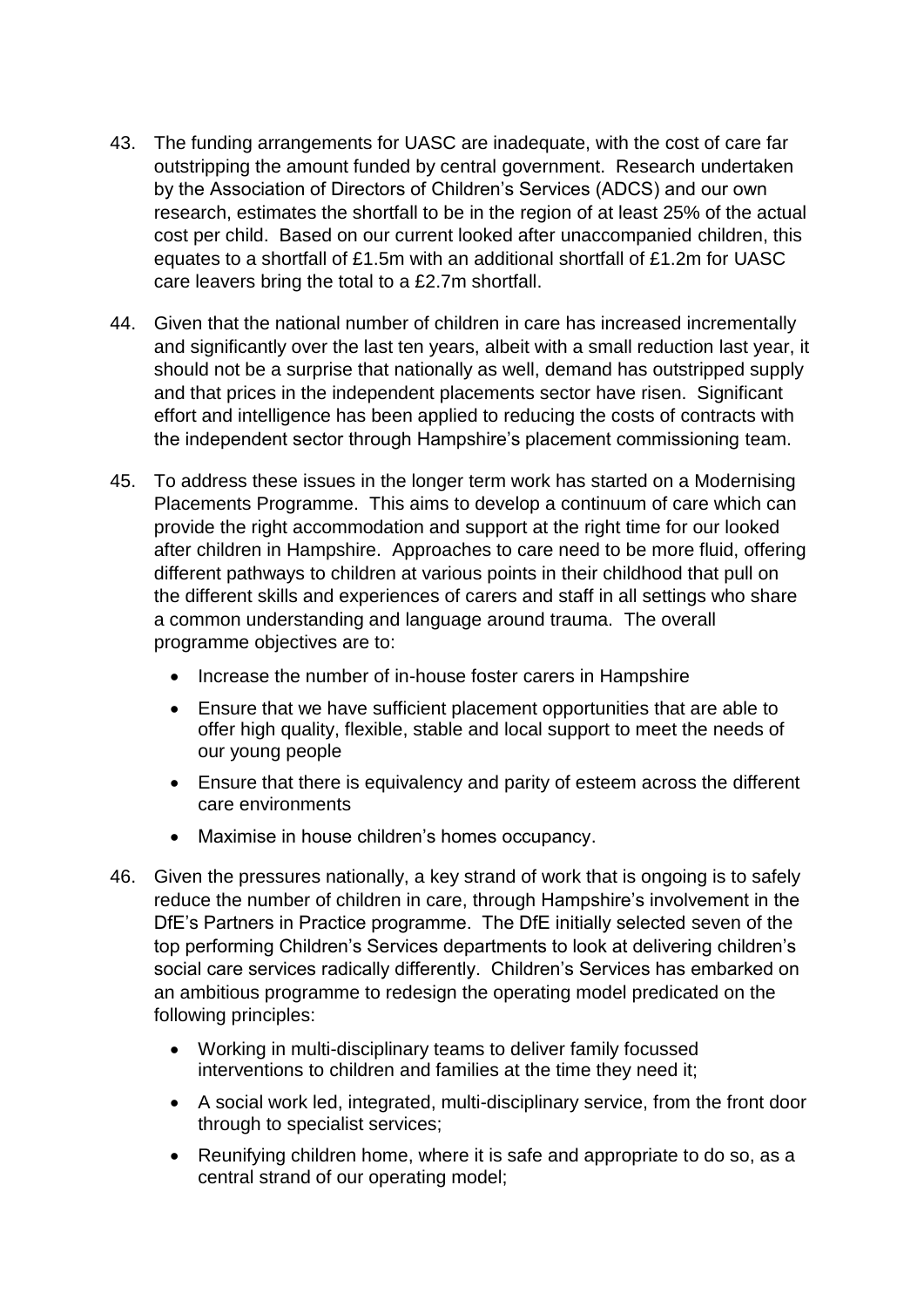43. The funding arrangements for UASC are inadequate, with the cost of care far outstripping the amount funded by central government. Research undertaken by the Association of Directors of Children's Services (ADCS) and our own research, estimates the shortfall to be in the region of at least 25% of the actual cost per child. Based on our current looked after unaccompanied children, this equates to a shortfall of £1.5m with an additional shortfall of £1.2m for UASC care leavers bring the total to a £2.7m shortfall.

44. Given that the national number of children in care has increased incrementally and significantly over the last ten years, albeit with a small reduction last year, it should not be a surprise that nationally as well, demand has outstripped supply and that prices in the independent placements sector have risen. Significant effort and intelligence has been applied to reducing the costs of contracts with the independent sector through Hampshire's placement commissioning team.

45. To address these issues in the longer term work has started on a Modernising Placements Programme. This aims to develop a continuum of care which can provide the right accommodation and support at the right time for our looked after children in Hampshire. Approaches to care need to be more fluid, offering different pathways to children at various points in their childhood that pull on the different skills and experiences of carers and staff in all settings who share a common understanding and language around trauma. The overall programme objectives are to:

    - Increase the number of in-house foster carers in Hampshire
    - Ensure that we have sufficient placement opportunities that are able to offer high quality, flexible, stable and local support to meet the needs of our young people
    - Ensure that there is equivalency and parity of esteem across the different care environments
    - Maximise in house children's homes occupancy.

46. Given the pressures nationally, a key strand of work that is ongoing is to safely reduce the number of children in care, through Hampshire's involvement in the DfE's Partners in Practice programme. The DfE initially selected seven of the top performing Children's Services departments to look at delivering children's social care services radically differently. Children's Services has embarked on an ambitious programme to redesign the operating model predicated on the following principles:

    - Working in multi-disciplinary teams to deliver family focussed interventions to children and families at the time they need it;
    - A social work led, integrated, multi-disciplinary service, from the front door through to specialist services;
    - Reunifying children home, where it is safe and appropriate to do so, as a central strand of our operating model;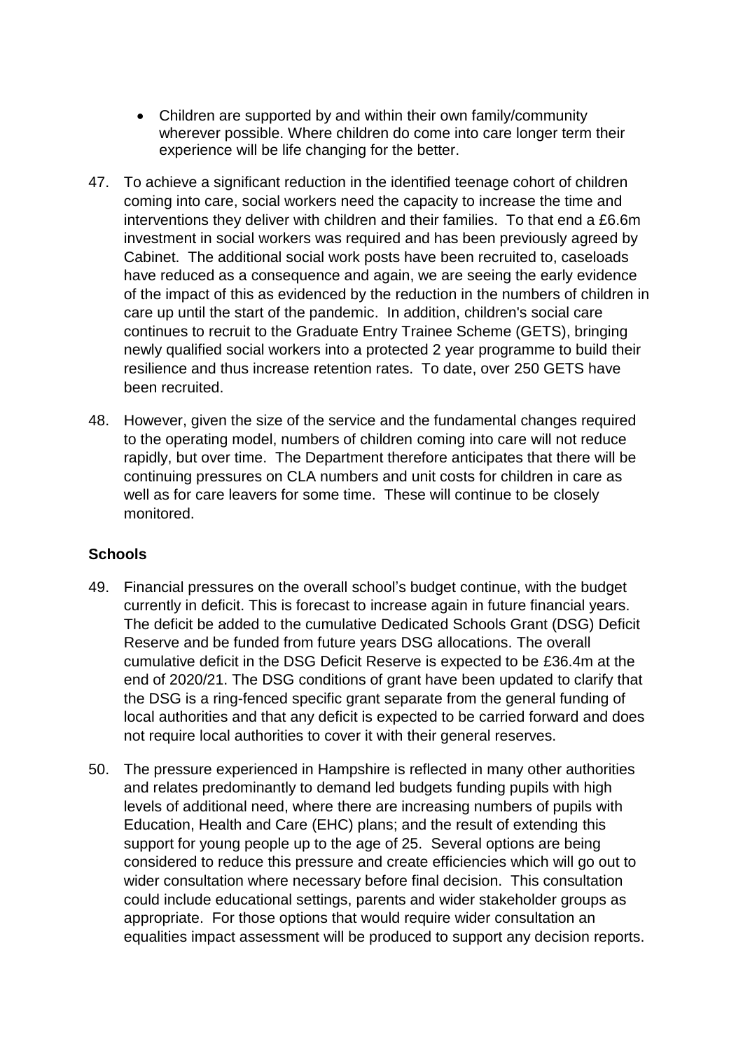- Children are supported by and within their own family/community wherever possible. Where children do come into care longer term their experience will be life changing for the better.

47. To achieve a significant reduction in the identified teenage cohort of children coming into care, social workers need the capacity to increase the time and interventions they deliver with children and their families. To that end a £6.6m investment in social workers was required and has been previously agreed by Cabinet. The additional social work posts have been recruited to, caseloads have reduced as a consequence and again, we are seeing the early evidence of the impact of this as evidenced by the reduction in the numbers of children in care up until the start of the pandemic. In addition, children's social care continues to recruit to the Graduate Entry Trainee Scheme (GETS), bringing newly qualified social workers into a protected 2 year programme to build their resilience and thus increase retention rates. To date, over 250 GETS have been recruited.

48. However, given the size of the service and the fundamental changes required to the operating model, numbers of children coming into care will not reduce rapidly, but over time. The Department therefore anticipates that there will be continuing pressures on CLA numbers and unit costs for children in care as well as for care leavers for some time. These will continue to be closely monitored.

**Schools**

49. Financial pressures on the overall school's budget continue, with the budget currently in deficit. This is forecast to increase again in future financial years. The deficit be added to the cumulative Dedicated Schools Grant (DSG) Deficit Reserve and be funded from future years DSG allocations. The overall cumulative deficit in the DSG Deficit Reserve is expected to be £36.4m at the end of 2020/21. The DSG conditions of grant have been updated to clarify that the DSG is a ring-fenced specific grant separate from the general funding of local authorities and that any deficit is expected to be carried forward and does not require local authorities to cover it with their general reserves.

50. The pressure experienced in Hampshire is reflected in many other authorities and relates predominantly to demand led budgets funding pupils with high levels of additional need, where there are increasing numbers of pupils with Education, Health and Care (EHC) plans; and the result of extending this support for young people up to the age of 25. Several options are being considered to reduce this pressure and create efficiencies which will go out to wider consultation where necessary before final decision. This consultation could include educational settings, parents and wider stakeholder groups as appropriate. For those options that would require wider consultation an equalities impact assessment will be produced to support any decision reports.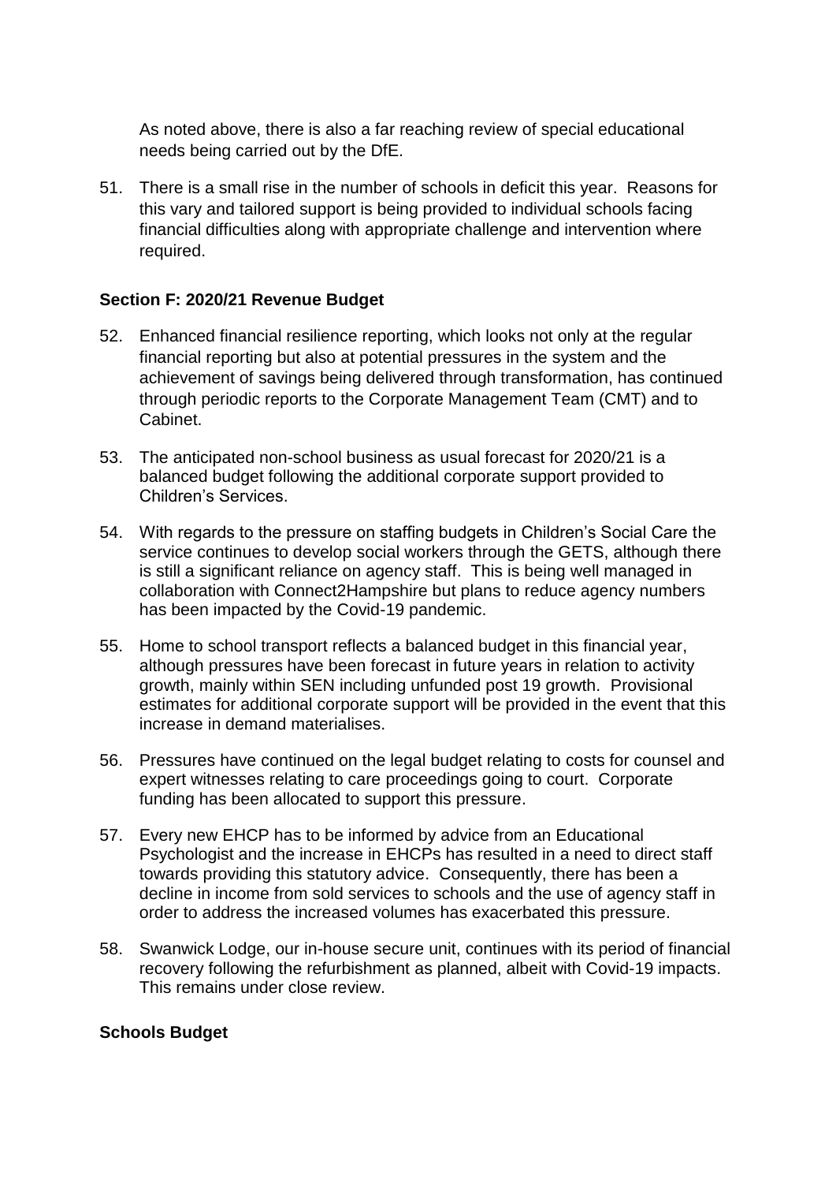As noted above, there is also a far reaching review of special educational needs being carried out by the DfE.

51. There is a small rise in the number of schools in deficit this year. Reasons for this vary and tailored support is being provided to individual schools facing financial difficulties along with appropriate challenge and intervention where required.

**Section F: 2020/21 Revenue Budget**

52. Enhanced financial resilience reporting, which looks not only at the regular financial reporting but also at potential pressures in the system and the achievement of savings being delivered through transformation, has continued through periodic reports to the Corporate Management Team (CMT) and to Cabinet.

53. The anticipated non-school business as usual forecast for 2020/21 is a balanced budget following the additional corporate support provided to Children's Services.

54. With regards to the pressure on staffing budgets in Children's Social Care the service continues to develop social workers through the GETS, although there is still a significant reliance on agency staff. This is being well managed in collaboration with Connect2Hampshire but plans to reduce agency numbers has been impacted by the Covid-19 pandemic.

55. Home to school transport reflects a balanced budget in this financial year, although pressures have been forecast in future years in relation to activity growth, mainly within SEN including unfunded post 19 growth. Provisional estimates for additional corporate support will be provided in the event that this increase in demand materialises.

56. Pressures have continued on the legal budget relating to costs for counsel and expert witnesses relating to care proceedings going to court. Corporate funding has been allocated to support this pressure.

57. Every new EHCP has to be informed by advice from an Educational Psychologist and the increase in EHCPs has resulted in a need to direct staff towards providing this statutory advice. Consequently, there has been a decline in income from sold services to schools and the use of agency staff in order to address the increased volumes has exacerbated this pressure.

58. Swanwick Lodge, our in-house secure unit, continues with its period of financial recovery following the refurbishment as planned, albeit with Covid-19 impacts. This remains under close review.

**Schools Budget**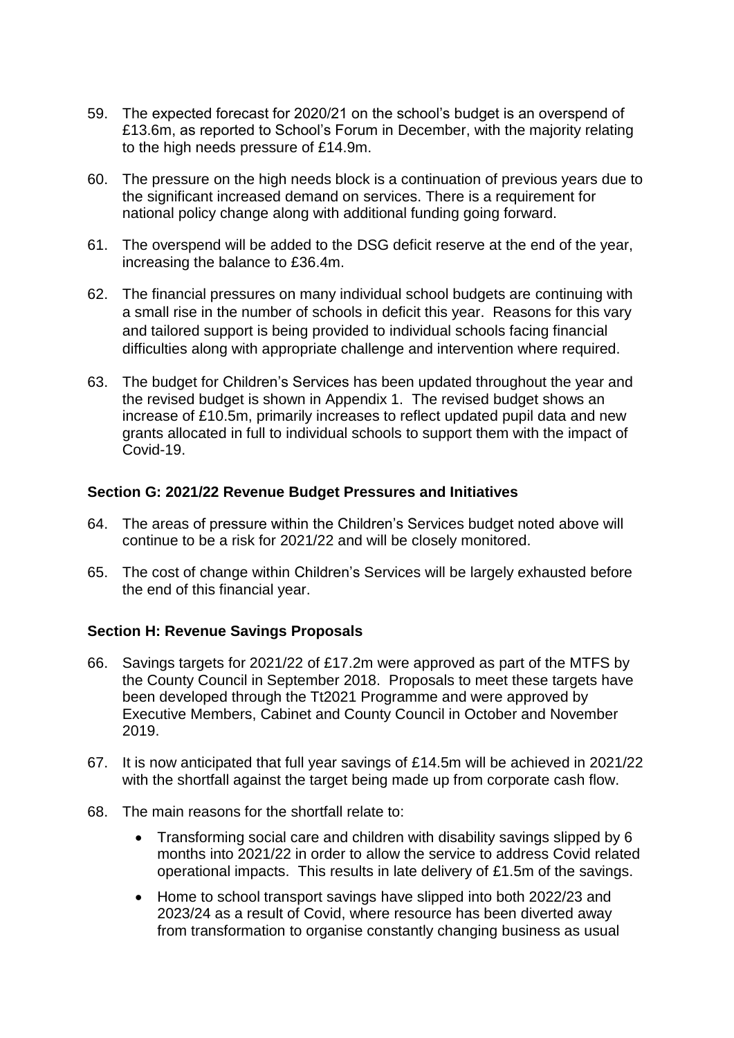59. The expected forecast for 2020/21 on the school's budget is an overspend of £13.6m, as reported to School's Forum in December, with the majority relating to the high needs pressure of £14.9m.

60. The pressure on the high needs block is a continuation of previous years due to the significant increased demand on services. There is a requirement for national policy change along with additional funding going forward.

61. The overspend will be added to the DSG deficit reserve at the end of the year, increasing the balance to £36.4m.

62. The financial pressures on many individual school budgets are continuing with a small rise in the number of schools in deficit this year. Reasons for this vary and tailored support is being provided to individual schools facing financial difficulties along with appropriate challenge and intervention where required.

63. The budget for Children's Services has been updated throughout the year and the revised budget is shown in Appendix 1. The revised budget shows an increase of £10.5m, primarily increases to reflect updated pupil data and new grants allocated in full to individual schools to support them with the impact of Covid-19.

### Section G: 2021/22 Revenue Budget Pressures and Initiatives

64. The areas of pressure within the Children's Services budget noted above will continue to be a risk for 2021/22 and will be closely monitored.

65. The cost of change within Children's Services will be largely exhausted before the end of this financial year.

### Section H: Revenue Savings Proposals

66. Savings targets for 2021/22 of £17.2m were approved as part of the MTFS by the County Council in September 2018. Proposals to meet these targets have been developed through the Tt2021 Programme and were approved by Executive Members, Cabinet and County Council in October and November 2019.

67. It is now anticipated that full year savings of £14.5m will be achieved in 2021/22 with the shortfall against the target being made up from corporate cash flow.

68. The main reasons for the shortfall relate to:

    - Transforming social care and children with disability savings slipped by 6 months into 2021/22 in order to allow the service to address Covid related operational impacts. This results in late delivery of £1.5m of the savings.
    - Home to school transport savings have slipped into both 2022/23 and 2023/24 as a result of Covid, where resource has been diverted away from transformation to organise constantly changing business as usual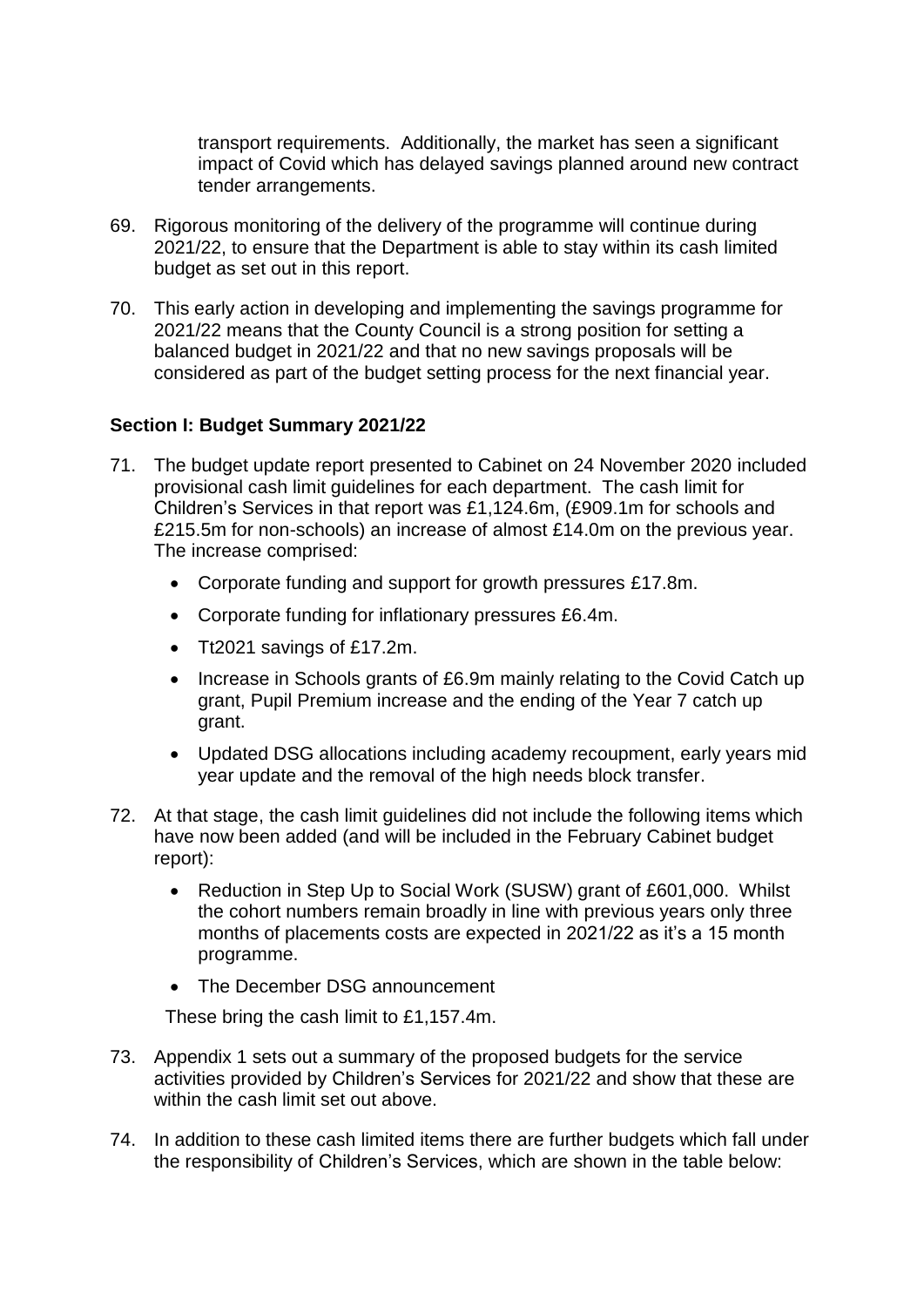transport requirements. Additionally, the market has seen a significant impact of Covid which has delayed savings planned around new contract tender arrangements.

69. Rigorous monitoring of the delivery of the programme will continue during 2021/22, to ensure that the Department is able to stay within its cash limited budget as set out in this report.

70. This early action in developing and implementing the savings programme for 2021/22 means that the County Council is a strong position for setting a balanced budget in 2021/22 and that no new savings proposals will be considered as part of the budget setting process for the next financial year.

## Section I: Budget Summary 2021/22

71. The budget update report presented to Cabinet on 24 November 2020 included provisional cash limit guidelines for each department. The cash limit for Children's Services in that report was £1,124.6m, (£909.1m for schools and £215.5m for non-schools) an increase of almost £14.0m on the previous year. The increase comprised:

    - Corporate funding and support for growth pressures £17.8m.
    - Corporate funding for inflationary pressures £6.4m.
    - Tt2021 savings of £17.2m.
    - Increase in Schools grants of £6.9m mainly relating to the Covid Catch up grant, Pupil Premium increase and the ending of the Year 7 catch up grant.
    - Updated DSG allocations including academy recoupment, early years mid year update and the removal of the high needs block transfer.

72. At that stage, the cash limit guidelines did not include the following items which have now been added (and will be included in the February Cabinet budget report):

    - Reduction in Step Up to Social Work (SUSW) grant of £601,000. Whilst the cohort numbers remain broadly in line with previous years only three months of placements costs are expected in 2021/22 as it's a 15 month programme.
    - The December DSG announcement

    These bring the cash limit to £1,157.4m.

73. Appendix 1 sets out a summary of the proposed budgets for the service activities provided by Children's Services for 2021/22 and show that these are within the cash limit set out above.

74. In addition to these cash limited items there are further budgets which fall under the responsibility of Children's Services, which are shown in the table below: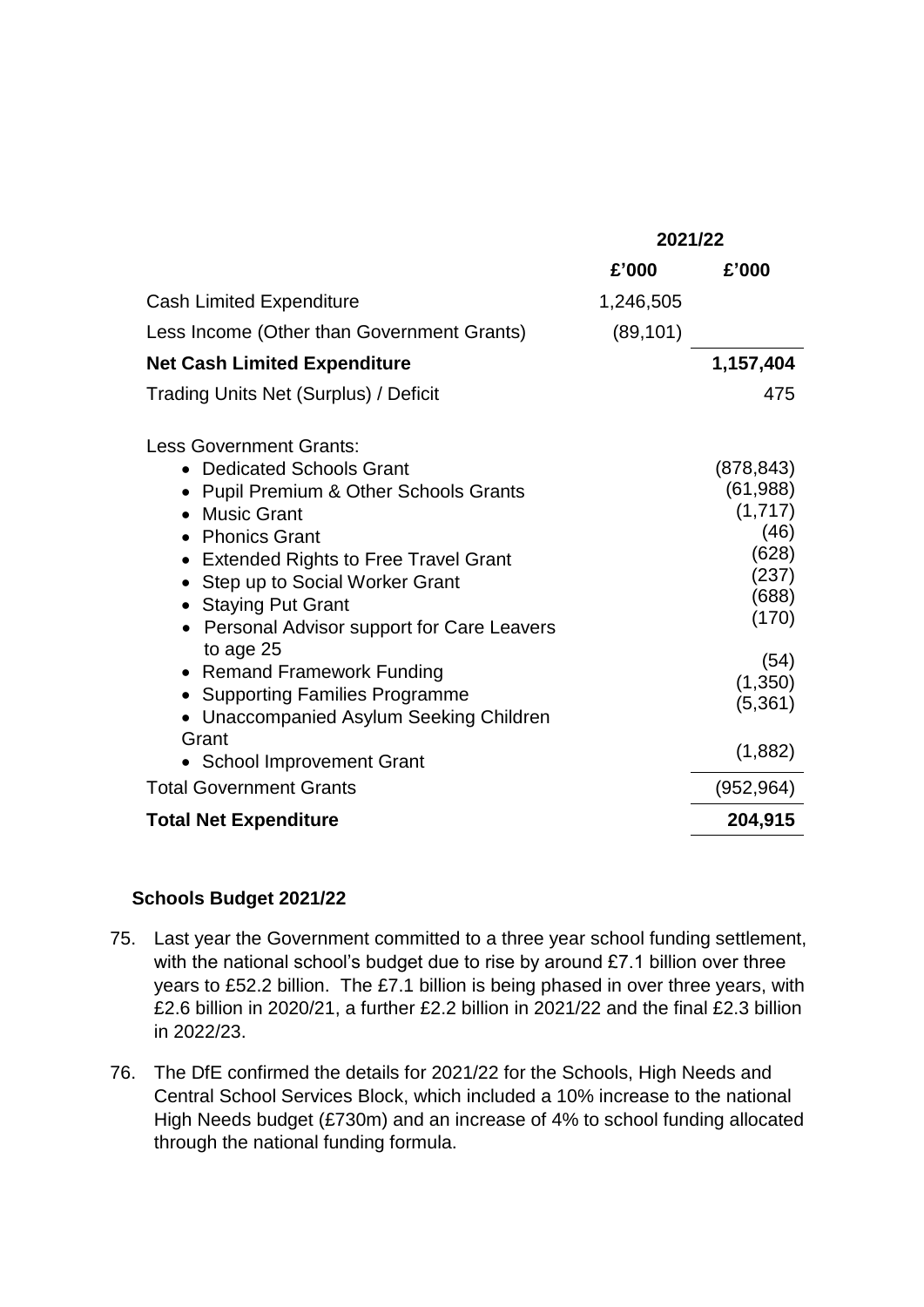| | 2021/22 | |
|---|---|---|
| | £'000 | £'000 |
| Cash Limited Expenditure | 1,246,505 | |
| Less Income (Other than Government Grants) | (89,101) | |
| **Net Cash Limited Expenditure** | | **1,157,404** |
| Trading Units Net (Surplus) / Deficit | | 475 |
| Less Government Grants: | | |
| • Dedicated Schools Grant | | (878,843) |
| • Pupil Premium & Other Schools Grants | | (61,988) |
| • Music Grant | | (1,717) |
| • Phonics Grant | | (46) |
| • Extended Rights to Free Travel Grant | | (628) |
| • Step up to Social Worker Grant | | (237) |
| • Staying Put Grant | | (688) |
| • Personal Advisor support for Care Leavers to age 25 | | (170) |
| • Remand Framework Funding | | (54) |
| • Supporting Families Programme | | (1,350) |
| • Unaccompanied Asylum Seeking Children Grant | | (5,361) |
| • School Improvement Grant | | (1,882) |
| Total Government Grants | | (952,964) |
| **Total Net Expenditure** | | **204,915** |

### Schools Budget 2021/22

75. Last year the Government committed to a three year school funding settlement, with the national school's budget due to rise by around £7.1 billion over three years to £52.2 billion. The £7.1 billion is being phased in over three years, with £2.6 billion in 2020/21, a further £2.2 billion in 2021/22 and the final £2.3 billion in 2022/23.

76. The DfE confirmed the details for 2021/22 for the Schools, High Needs and Central School Services Block, which included a 10% increase to the national High Needs budget (£730m) and an increase of 4% to school funding allocated through the national funding formula.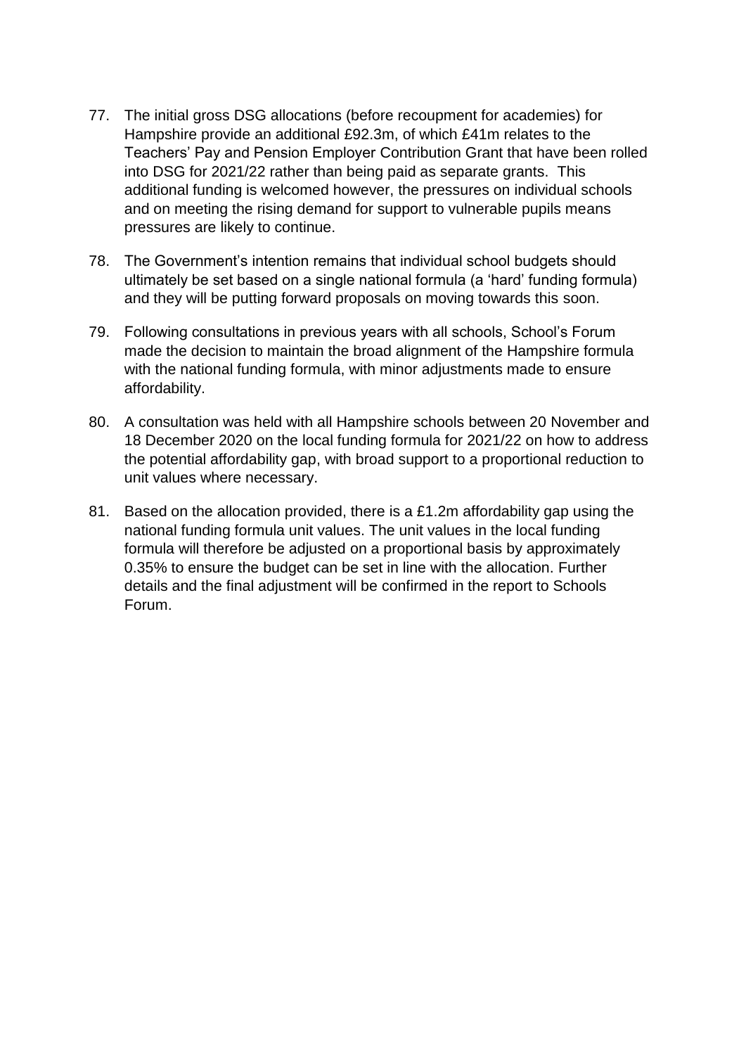77. The initial gross DSG allocations (before recoupment for academies) for Hampshire provide an additional £92.3m, of which £41m relates to the Teachers' Pay and Pension Employer Contribution Grant that have been rolled into DSG for 2021/22 rather than being paid as separate grants. This additional funding is welcomed however, the pressures on individual schools and on meeting the rising demand for support to vulnerable pupils means pressures are likely to continue.

78. The Government's intention remains that individual school budgets should ultimately be set based on a single national formula (a 'hard' funding formula) and they will be putting forward proposals on moving towards this soon.

79. Following consultations in previous years with all schools, School's Forum made the decision to maintain the broad alignment of the Hampshire formula with the national funding formula, with minor adjustments made to ensure affordability.

80. A consultation was held with all Hampshire schools between 20 November and 18 December 2020 on the local funding formula for 2021/22 on how to address the potential affordability gap, with broad support to a proportional reduction to unit values where necessary.

81. Based on the allocation provided, there is a £1.2m affordability gap using the national funding formula unit values. The unit values in the local funding formula will therefore be adjusted on a proportional basis by approximately 0.35% to ensure the budget can be set in line with the allocation. Further details and the final adjustment will be confirmed in the report to Schools Forum.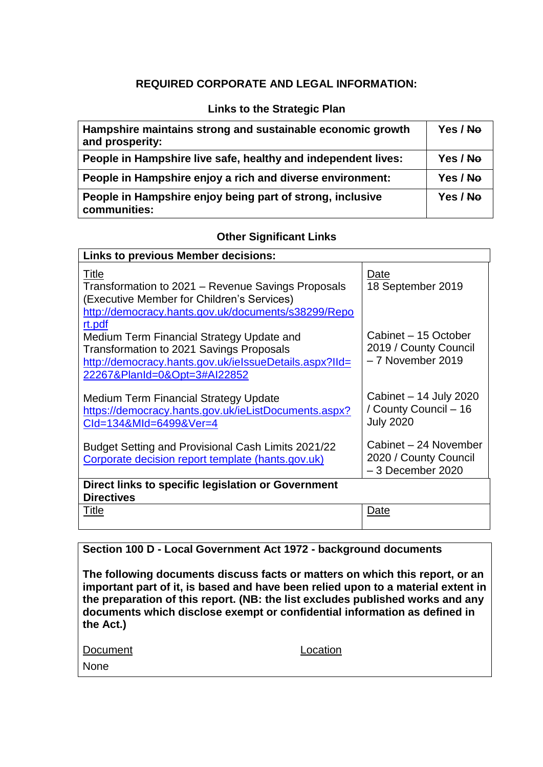## REQUIRED CORPORATE AND LEGAL INFORMATION:

### Links to the Strategic Plan

| | |
|---|---|
| **Hampshire maintains strong and sustainable economic growth and prosperity:** | **Yes / ~~No~~** |
| **People in Hampshire live safe, healthy and independent lives:** | **Yes / ~~No~~** |
| **People in Hampshire enjoy a rich and diverse environment:** | **Yes / ~~No~~** |
| **People in Hampshire enjoy being part of strong, inclusive communities:** | **Yes / ~~No~~** |

### Other Significant Links

| **Links to previous Member decisions:** | |
|---|---|
| Title | Date |
| Transformation to 2021 – Revenue Savings Proposals (Executive Member for Children's Services) http://democracy.hants.gov.uk/documents/s38299/Report.pdf | 18 September 2019 |
| Medium Term Financial Strategy Update and Transformation to 2021 Savings Proposals http://democracy.hants.gov.uk/ieIssueDetails.aspx?IId=22267&PlanId=0&Opt=3#AI22852 | Cabinet – 15 October 2019 / County Council – 7 November 2019 |
| Medium Term Financial Strategy Update https://democracy.hants.gov.uk/ieListDocuments.aspx?CId=134&MId=6499&Ver=4 | Cabinet – 14 July 2020 / County Council – 16 July 2020 |
| Budget Setting and Provisional Cash Limits 2021/22 Corporate decision report template (hants.gov.uk) | Cabinet – 24 November 2020 / County Council – 3 December 2020 |
| **Direct links to specific legislation or Government Directives** | |
| Title | Date |
| | |

**Section 100 D - Local Government Act 1972 - background documents**

**The following documents discuss facts or matters on which this report, or an important part of it, is based and have been relied upon to a material extent in the preparation of this report. (NB: the list excludes published works and any documents which disclose exempt or confidential information as defined in the Act.)**

| Document | Location |
|---|---|
| None | |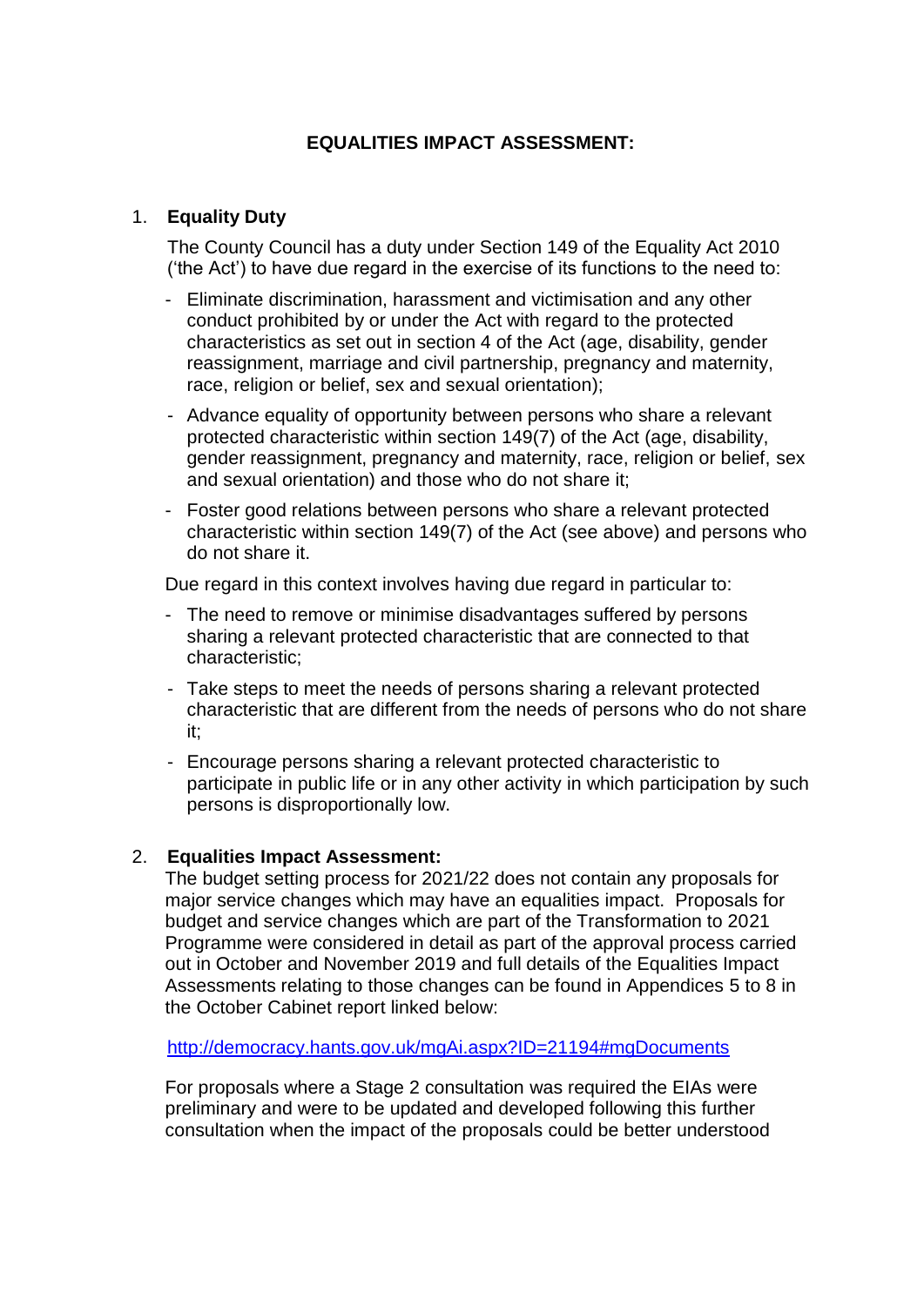# EQUALITIES IMPACT ASSESSMENT:

## 1. Equality Duty

The County Council has a duty under Section 149 of the Equality Act 2010 ('the Act') to have due regard in the exercise of its functions to the need to:

- Eliminate discrimination, harassment and victimisation and any other conduct prohibited by or under the Act with regard to the protected characteristics as set out in section 4 of the Act (age, disability, gender reassignment, marriage and civil partnership, pregnancy and maternity, race, religion or belief, sex and sexual orientation);
- Advance equality of opportunity between persons who share a relevant protected characteristic within section 149(7) of the Act (age, disability, gender reassignment, pregnancy and maternity, race, religion or belief, sex and sexual orientation) and those who do not share it;
- Foster good relations between persons who share a relevant protected characteristic within section 149(7) of the Act (see above) and persons who do not share it.

Due regard in this context involves having due regard in particular to:

- The need to remove or minimise disadvantages suffered by persons sharing a relevant protected characteristic that are connected to that characteristic;
- Take steps to meet the needs of persons sharing a relevant protected characteristic that are different from the needs of persons who do not share it;
- Encourage persons sharing a relevant protected characteristic to participate in public life or in any other activity in which participation by such persons is disproportionally low.

## 2. Equalities Impact Assessment:

The budget setting process for 2021/22 does not contain any proposals for major service changes which may have an equalities impact. Proposals for budget and service changes which are part of the Transformation to 2021 Programme were considered in detail as part of the approval process carried out in October and November 2019 and full details of the Equalities Impact Assessments relating to those changes can be found in Appendices 5 to 8 in the October Cabinet report linked below:

http://democracy.hants.gov.uk/mgAi.aspx?ID=21194#mgDocuments

For proposals where a Stage 2 consultation was required the EIAs were preliminary and were to be updated and developed following this further consultation when the impact of the proposals could be better understood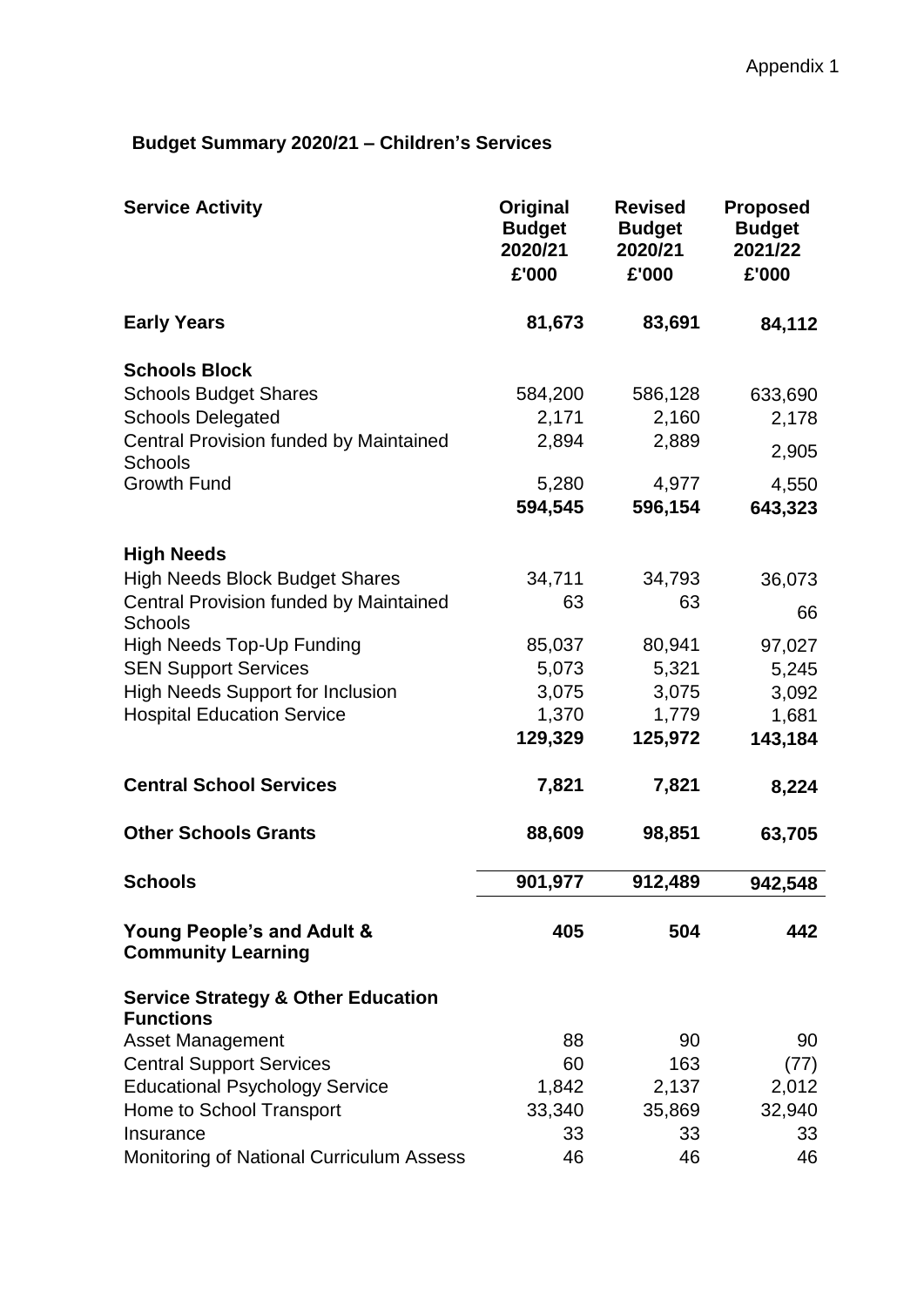Appendix 1

## Budget Summary 2020/21 – Children's Services

| Service Activity | Original Budget 2020/21 £'000 | Revised Budget 2020/21 £'000 | Proposed Budget 2021/22 £'000 |
|---|---|---|---|
| **Early Years** | **81,673** | **83,691** | **84,112** |
| **Schools Block** | | | |
| Schools Budget Shares | 584,200 | 586,128 | 633,690 |
| Schools Delegated | 2,171 | 2,160 | 2,178 |
| Central Provision funded by Maintained Schools | 2,894 | 2,889 | 2,905 |
| Growth Fund | 5,280 | 4,977 | 4,550 |
| | **594,545** | **596,154** | **643,323** |
| **High Needs** | | | |
| High Needs Block Budget Shares | 34,711 | 34,793 | 36,073 |
| Central Provision funded by Maintained Schools | 63 | 63 | 66 |
| High Needs Top-Up Funding | 85,037 | 80,941 | 97,027 |
| SEN Support Services | 5,073 | 5,321 | 5,245 |
| High Needs Support for Inclusion | 3,075 | 3,075 | 3,092 |
| Hospital Education Service | 1,370 | 1,779 | 1,681 |
| | **129,329** | **125,972** | **143,184** |
| **Central School Services** | **7,821** | **7,821** | **8,224** |
| **Other Schools Grants** | **88,609** | **98,851** | **63,705** |
| **Schools** | **901,977** | **912,489** | **942,548** |
| **Young People's and Adult & Community Learning** | **405** | **504** | **442** |
| **Service Strategy & Other Education Functions** | | | |
| Asset Management | 88 | 90 | 90 |
| Central Support Services | 60 | 163 | (77) |
| Educational Psychology Service | 1,842 | 2,137 | 2,012 |
| Home to School Transport | 33,340 | 35,869 | 32,940 |
| Insurance | 33 | 33 | 33 |
| Monitoring of National Curriculum Assess | 46 | 46 | 46 |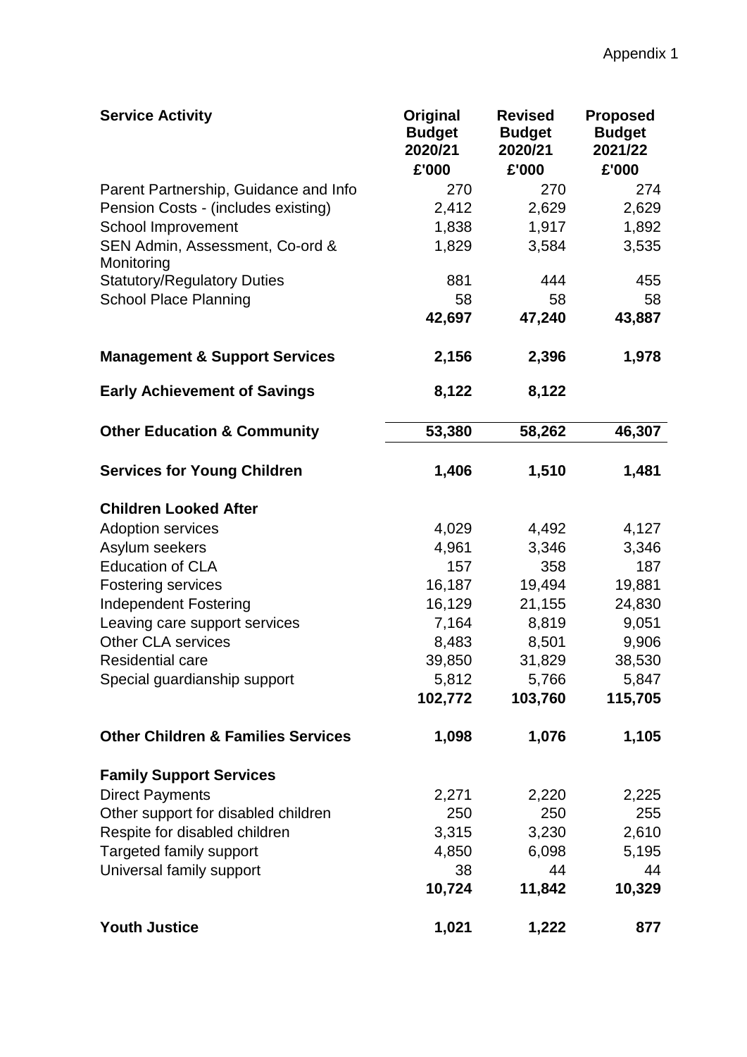Appendix 1

| Service Activity | Original Budget 2020/21 £'000 | Revised Budget 2020/21 £'000 | Proposed Budget 2021/22 £'000 |
|---|---|---|---|
| Parent Partnership, Guidance and Info | 270 | 270 | 274 |
| Pension Costs - (includes existing) | 2,412 | 2,629 | 2,629 |
| School Improvement | 1,838 | 1,917 | 1,892 |
| SEN Admin, Assessment, Co-ord & Monitoring | 1,829 | 3,584 | 3,535 |
| Statutory/Regulatory Duties | 881 | 444 | 455 |
| School Place Planning | 58 | 58 | 58 |
| | **42,697** | **47,240** | **43,887** |
| **Management & Support Services** | **2,156** | **2,396** | **1,978** |
| **Early Achievement of Savings** | **8,122** | **8,122** | |
| **Other Education & Community** | **53,380** | **58,262** | **46,307** |
| **Services for Young Children** | **1,406** | **1,510** | **1,481** |
| **Children Looked After** | | | |
| Adoption services | 4,029 | 4,492 | 4,127 |
| Asylum seekers | 4,961 | 3,346 | 3,346 |
| Education of CLA | 157 | 358 | 187 |
| Fostering services | 16,187 | 19,494 | 19,881 |
| Independent Fostering | 16,129 | 21,155 | 24,830 |
| Leaving care support services | 7,164 | 8,819 | 9,051 |
| Other CLA services | 8,483 | 8,501 | 9,906 |
| Residential care | 39,850 | 31,829 | 38,530 |
| Special guardianship support | 5,812 | 5,766 | 5,847 |
| | **102,772** | **103,760** | **115,705** |
| **Other Children & Families Services** | **1,098** | **1,076** | **1,105** |
| **Family Support Services** | | | |
| Direct Payments | 2,271 | 2,220 | 2,225 |
| Other support for disabled children | 250 | 250 | 255 |
| Respite for disabled children | 3,315 | 3,230 | 2,610 |
| Targeted family support | 4,850 | 6,098 | 5,195 |
| Universal family support | 38 | 44 | 44 |
| | **10,724** | **11,842** | **10,329** |
| **Youth Justice** | **1,021** | **1,222** | **877** |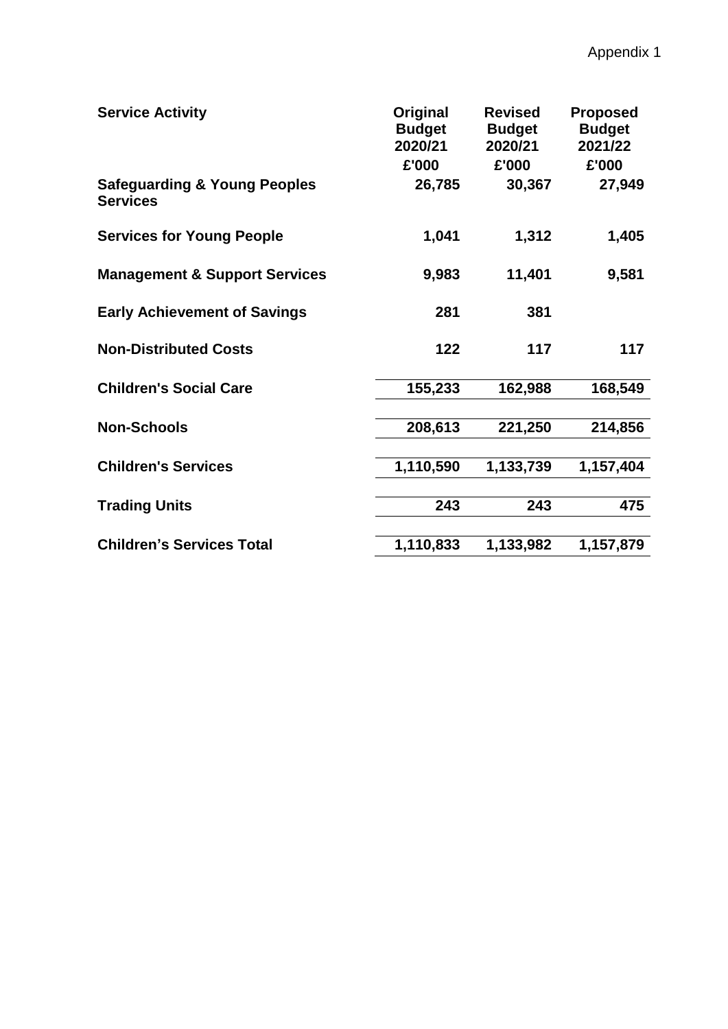Appendix 1

| Service Activity | Original Budget 2020/21 £'000 | Revised Budget 2020/21 £'000 | Proposed Budget 2021/22 £'000 |
|---|---|---|---|
| **Safeguarding & Young Peoples Services** | **26,785** | **30,367** | **27,949** |
| **Services for Young People** | **1,041** | **1,312** | **1,405** |
| **Management & Support Services** | **9,983** | **11,401** | **9,581** |
| **Early Achievement of Savings** | **281** | **381** | |
| **Non-Distributed Costs** | **122** | **117** | **117** |
| **Children's Social Care** | **155,233** | **162,988** | **168,549** |
| **Non-Schools** | **208,613** | **221,250** | **214,856** |
| **Children's Services** | **1,110,590** | **1,133,739** | **1,157,404** |
| **Trading Units** | **243** | **243** | **475** |
| **Children's Services Total** | **1,110,833** | **1,133,982** | **1,157,879** |